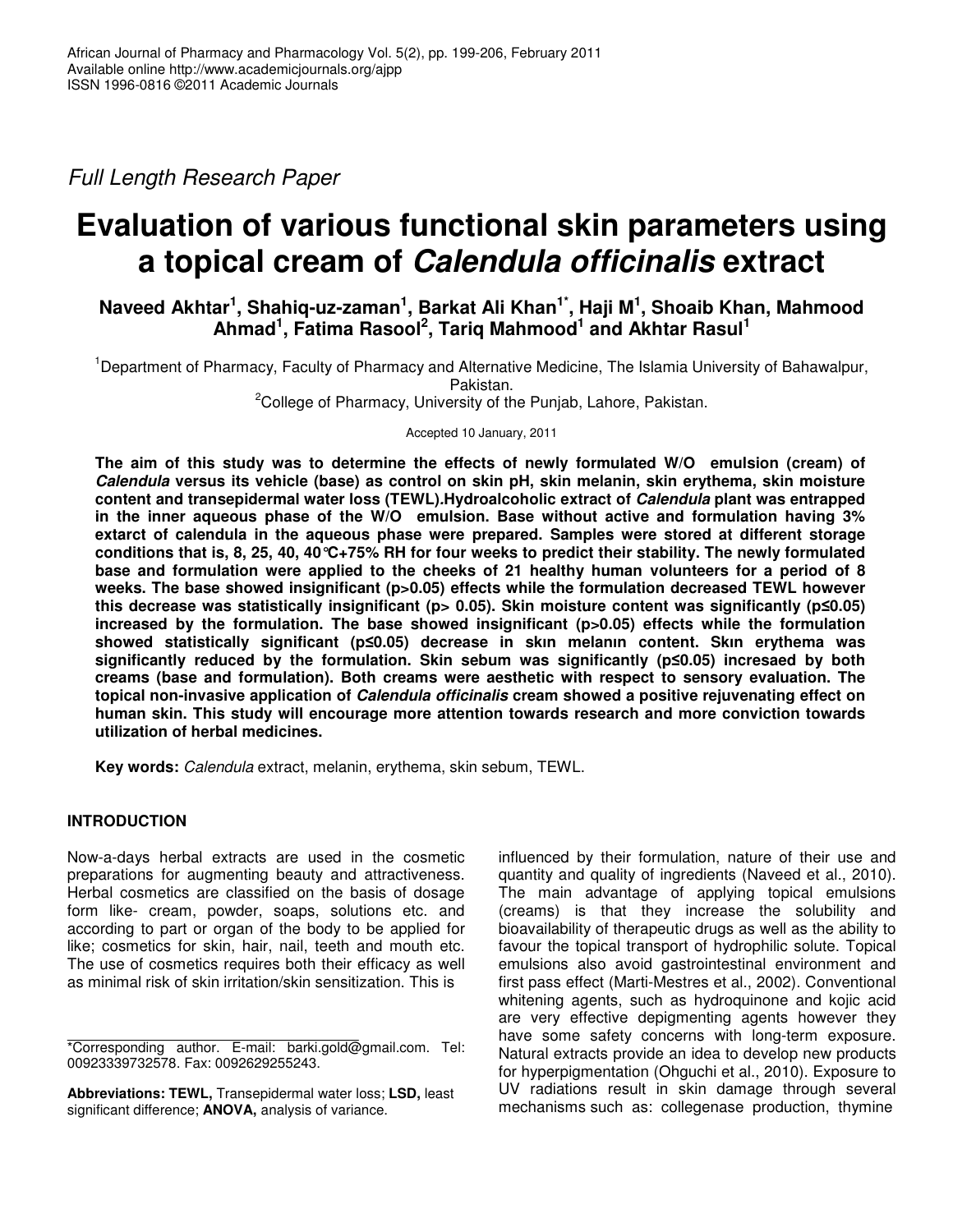Full Length Research Paper

# Evaluation of various functional skin parameters using a topical cream of *Calendula officinalis* extract

**Naveed Akhtar[1], Shahiq-uz-zaman[1], Barkat Ali Khan[1*], Haji M[1], Shoaib Khan, Mahmood Ahmad[1], Fatima Rasool[2], Tariq Mahmood[1] and Akhtar Rasul[1]**

[1]Department of Pharmacy, Faculty of Pharmacy and Alternative Medicine, The Islamia University of Bahawalpur, Pakistan.

[2]College of Pharmacy, University of the Punjab, Lahore, Pakistan.

Accepted 10 January, 2011

**The aim of this study was to determine the effects of newly formulated W/O emulsion (cream) of *Calendula* versus its vehicle (base) as control on skin pH, skin melanin, skin erythema, skin moisture content and transepidermal water loss (TEWL).Hydroalcoholic extract of *Calendula* plant was entrapped in the inner aqueous phase of the W/O emulsion. Base without active and formulation having 3% extarct of calendula in the aqueous phase were prepared. Samples were stored at different storage conditions that is, 8, 25, 40, 40°C+75% RH for four weeks to predict their stability. The newly formulated base and formulation were applied to the cheeks of 21 healthy human volunteers for a period of 8 weeks. The base showed insignificant (p>0.05) effects while the formulation decreased TEWL however this decrease was statistically insignificant (p> 0.05). Skin moisture content was significantly (p≤0.05) increased by the formulation. The base showed insignificant (p>0.05) effects while the formulation showed statistically significant (p≤0.05) decrease in skın melanın content. Skın erythema was significantly reduced by the formulation. Skin sebum was significantly (p≤0.05) incresaed by both creams (base and formulation). Both creams were aesthetic with respect to sensory evaluation. The topical non-invasive application of *Calendula officinalis* cream showed a positive rejuvenating effect on human skin. This study will encourage more attention towards research and more conviction towards utilization of herbal medicines.**

**Key words:** *Calendula* extract, melanin, erythema, skin sebum, TEWL.

## INTRODUCTION

Now-a-days herbal extracts are used in the cosmetic preparations for augmenting beauty and attractiveness. Herbal cosmetics are classified on the basis of dosage form like- cream, powder, soaps, solutions etc. and according to part or organ of the body to be applied for like; cosmetics for skin, hair, nail, teeth and mouth etc. The use of cosmetics requires both their efficacy as well as minimal risk of skin irritation/skin sensitization. This is influenced by their formulation, nature of their use and quantity and quality of ingredients (Naveed et al., 2010). The main advantage of applying topical emulsions (creams) is that they increase the solubility and bioavailability of therapeutic drugs as well as the ability to favour the topical transport of hydrophilic solute. Topical emulsions also avoid gastrointestinal environment and first pass effect (Marti-Mestres et al., 2002). Conventional whitening agents, such as hydroquinone and kojic acid are very effective depigmenting agents however they have some safety concerns with long-term exposure. Natural extracts provide an idea to develop new products for hyperpigmentation (Ohguchi et al., 2010). Exposure to UV radiations result in skin damage through several mechanisms such as: collegenase production, thymine

*Corresponding author. E-mail: barki.gold@gmail.com. Tel: 00923339732578. Fax: 0092629255243.

**Abbreviations: TEWL,** Transepidermal water loss; **LSD,** least significant difference; **ANOVA,** analysis of variance.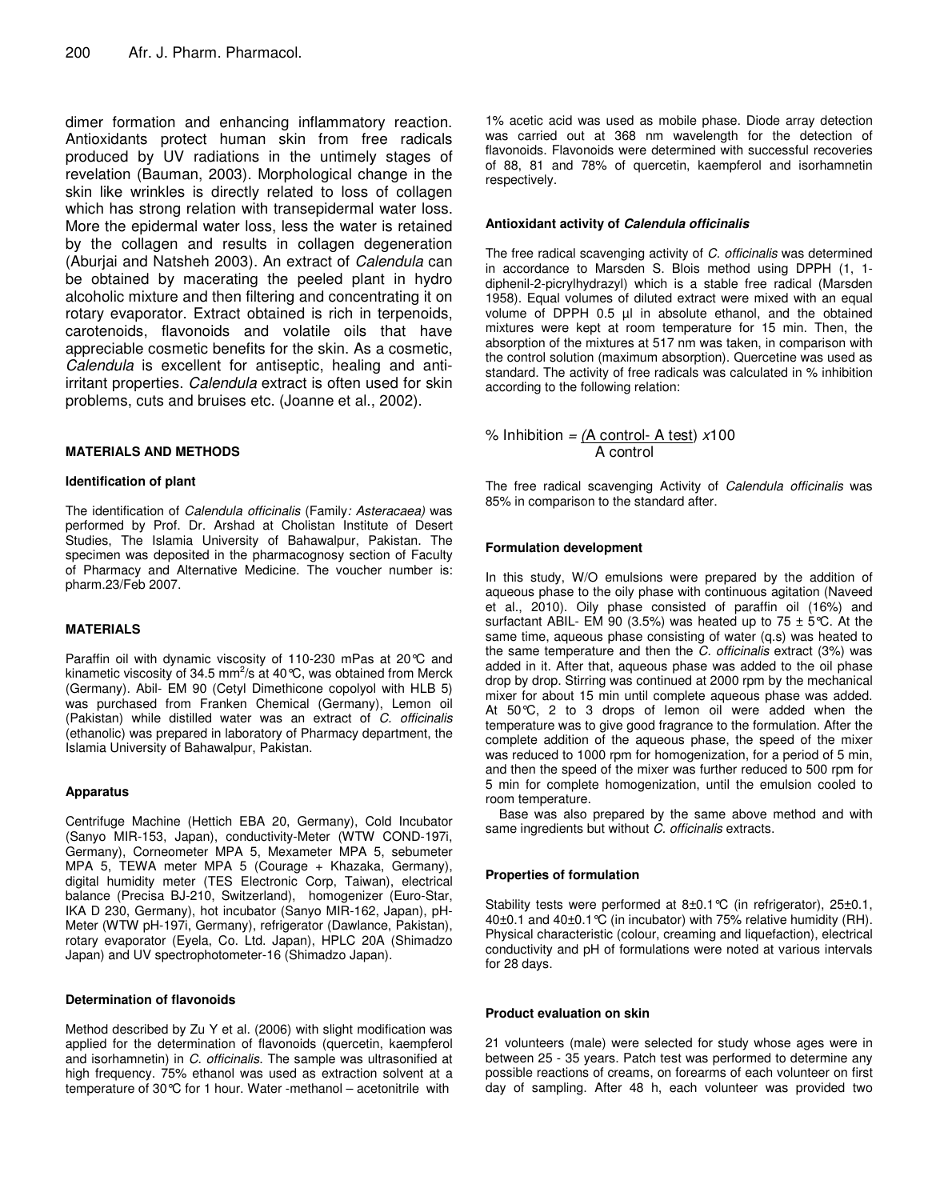dimer formation and enhancing inflammatory reaction. Antioxidants protect human skin from free radicals produced by UV radiations in the untimely stages of revelation (Bauman, 2003). Morphological change in the skin like wrinkles is directly related to loss of collagen which has strong relation with transepidermal water loss. More the epidermal water loss, less the water is retained by the collagen and results in collagen degeneration (Aburjai and Natsheh 2003). An extract of *Calendula* can be obtained by macerating the peeled plant in hydro alcoholic mixture and then filtering and concentrating it on rotary evaporator. Extract obtained is rich in terpenoids, carotenoids, flavonoids and volatile oils that have appreciable cosmetic benefits for the skin. As a cosmetic, *Calendula* is excellent for antiseptic, healing and anti-irritant properties. *Calendula* extract is often used for skin problems, cuts and bruises etc. (Joanne et al., 2002).

## MATERIALS AND METHODS

### Identification of plant

The identification of *Calendula officinalis* (Family*: Asteracaea)* was performed by Prof. Dr. Arshad at Cholistan Institute of Desert Studies, The Islamia University of Bahawalpur, Pakistan. The specimen was deposited in the pharmacognosy section of Faculty of Pharmacy and Alternative Medicine. The voucher number is: pharm.23/Feb 2007.

## MATERIALS

Paraffin oil with dynamic viscosity of 110-230 mPas at 20°C and kinametic viscosity of 34.5 $mm^2/s$ at 40°C, was obtained from Merck (Germany). Abil- EM 90 (Cetyl Dimethicone copolyol with HLB 5) was purchased from Franken Chemical (Germany), Lemon oil (Pakistan) while distilled water was an extract of *C. officinalis* (ethanolic) was prepared in laboratory of Pharmacy department, the Islamia University of Bahawalpur, Pakistan.

### Apparatus

Centrifuge Machine (Hettich EBA 20, Germany), Cold Incubator (Sanyo MIR-153, Japan), conductivity-Meter (WTW COND-197i, Germany), Corneometer MPA 5, Mexameter MPA 5, sebumeter MPA 5, TEWA meter MPA 5 (Courage + Khazaka, Germany), digital humidity meter (TES Electronic Corp, Taiwan), electrical balance (Precisa BJ-210, Switzerland), homogenizer (Euro-Star, IKA D 230, Germany), hot incubator (Sanyo MIR-162, Japan), pH-Meter (WTW pH-197i, Germany), refrigerator (Dawlance, Pakistan), rotary evaporator (Eyela, Co. Ltd. Japan), HPLC 20A (Shimadzo Japan) and UV spectrophotometer-16 (Shimadzo Japan).

### Determination of flavonoids

Method described by Zu Y et al. (2006) with slight modification was applied for the determination of flavonoids (quercetin, kaempferol and isorhamnetin) in *C. officinalis*. The sample was ultrasonified at high frequency. 75% ethanol was used as extraction solvent at a temperature of 30°C for 1 hour. Water -methanol – acetonitrile with 1% acetic acid was used as mobile phase. Diode array detection was carried out at 368 nm wavelength for the detection of flavonoids. Flavonoids were determined with successful recoveries of 88, 81 and 78% of quercetin, kaempferol and isorhamnetin respectively.

### Antioxidant activity of *Calendula officinalis*

The free radical scavenging activity of *C. officinalis* was determined in accordance to Marsden S. Blois method using DPPH (1, 1-diphenil-2-picrylhydrazyl) which is a stable free radical (Marsden 1958). Equal volumes of diluted extract were mixed with an equal volume of DPPH 0.5 µl in absolute ethanol, and the obtained mixtures were kept at room temperature for 15 min. Then, the absorption of the mixtures at 517 nm was taken, in comparison with the control solution (maximum absorption). Quercetine was used as standard. The activity of free radicals was calculated in % inhibition according to the following relation:

$$\% \text{ Inhibition} = \frac{(\text{A control} - \text{A test})}{\text{A control}} \times 100$$

The free radical scavenging Activity of *Calendula officinalis* was 85% in comparison to the standard after.

### Formulation development

In this study, W/O emulsions were prepared by the addition of aqueous phase to the oily phase with continuous agitation (Naveed et al., 2010). Oily phase consisted of paraffin oil (16%) and surfactant ABIL- EM 90 (3.5%) was heated up to 75 ± 5°C. At the same time, aqueous phase consisting of water (q.s) was heated to the same temperature and then the *C. officinalis* extract (3%) was added in it. After that, aqueous phase was added to the oil phase drop by drop. Stirring was continued at 2000 rpm by the mechanical mixer for about 15 min until complete aqueous phase was added. At 50°C, 2 to 3 drops of lemon oil were added when the temperature was to give good fragrance to the formulation. After the complete addition of the aqueous phase, the speed of the mixer was reduced to 1000 rpm for homogenization, for a period of 5 min, and then the speed of the mixer was further reduced to 500 rpm for 5 min for complete homogenization, until the emulsion cooled to room temperature.

Base was also prepared by the same above method and with same ingredients but without *C. officinalis* extracts.

### Properties of formulation

Stability tests were performed at 8±0.1°C (in refrigerator), 25±0.1, 40±0.1 and 40±0.1°C (in incubator) with 75% relative humidity (RH). Physical characteristic (colour, creaming and liquefaction), electrical conductivity and pH of formulations were noted at various intervals for 28 days.

### Product evaluation on skin

21 volunteers (male) were selected for study whose ages were in between 25 - 35 years. Patch test was performed to determine any possible reactions of creams, on forearms of each volunteer on first day of sampling. After 48 h, each volunteer was provided two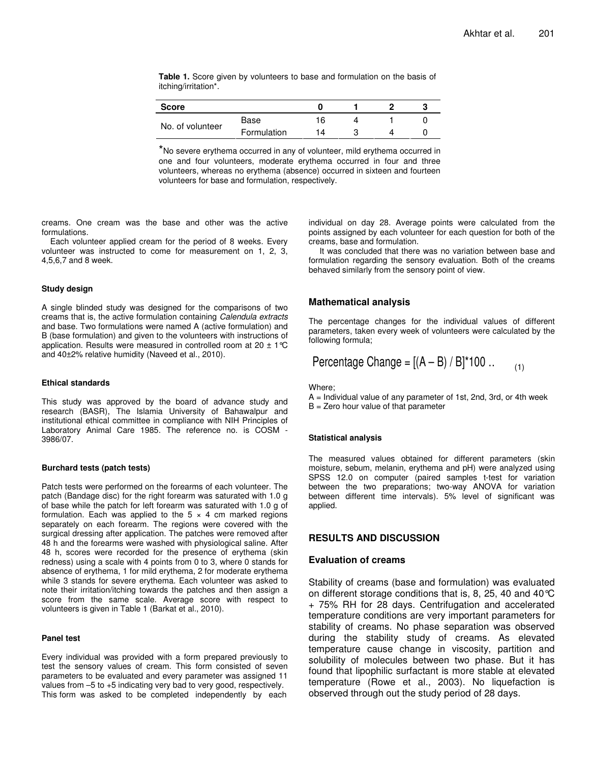**Table 1.** Score given by volunteers to base and formulation on the basis of itching/irritation*.

| Score | | 0 | 1 | 2 | 3 |
|---|---|---|---|---|---|
| No. of volunteer | Base | 16 | 4 | 1 | 0 |
| | Formulation | 14 | 3 | 4 | 0 |

*No severe erythema occurred in any of volunteer, mild erythema occurred in one and four volunteers, moderate erythema occurred in four and three volunteers, whereas no erythema (absence) occurred in sixteen and fourteen volunteers for base and formulation, respectively.

creams. One cream was the base and other was the active formulations.

Each volunteer applied cream for the period of 8 weeks. Every volunteer was instructed to come for measurement on 1, 2, 3, 4,5,6,7 and 8 week.

#### Study design

A single blinded study was designed for the comparisons of two creams that is, the active formulation containing *Calendula extracts* and base. Two formulations were named A (active formulation) and B (base formulation) and given to the volunteers with instructions of application. Results were measured in controlled room at 20 ± 1°C and 40±2% relative humidity (Naveed et al., 2010).

#### Ethical standards

This study was approved by the board of advance study and research (BASR), The Islamia University of Bahawalpur and institutional ethical committee in compliance with NIH Principles of Laboratory Animal Care 1985. The reference no. is COSM - 3986/07.

#### Burchard tests (patch tests)

Patch tests were performed on the forearms of each volunteer. The patch (Bandage disc) for the right forearm was saturated with 1.0 g of base while the patch for left forearm was saturated with 1.0 g of formulation. Each was applied to the 5 × 4 cm marked regions separately on each forearm. The regions were covered with the surgical dressing after application. The patches were removed after 48 h and the forearms were washed with physiological saline. After 48 h, scores were recorded for the presence of erythema (skin redness) using a scale with 4 points from 0 to 3, where 0 stands for absence of erythema, 1 for mild erythema, 2 for moderate erythema while 3 stands for severe erythema. Each volunteer was asked to note their irritation/itching towards the patches and then assign a score from the same scale. Average score with respect to volunteers is given in Table 1 (Barkat et al., 2010).

#### Panel test

Every individual was provided with a form prepared previously to test the sensory values of cream. This form consisted of seven parameters to be evaluated and every parameter was assigned 11 values from –5 to +5 indicating very bad to very good, respectively. This form was asked to be completed independently by each individual on day 28. Average points were calculated from the points assigned by each volunteer for each question for both of the creams, base and formulation.

It was concluded that there was no variation between base and formulation regarding the sensory evaluation. Both of the creams behaved similarly from the sensory point of view.

### Mathematical analysis

The percentage changes for the individual values of different parameters, taken every week of volunteers were calculated by the following formula;

$$\text{Percentage Change} = [(A - B) / B] * 100 \quad (1)$$

Where;

A = Individual value of any parameter of 1st, 2nd, 3rd, or 4th week
B = Zero hour value of that parameter

#### Statistical analysis

The measured values obtained for different parameters (skin moisture, sebum, melanin, erythema and pH) were analyzed using SPSS 12.0 on computer (paired samples t-test for variation between the two preparations; two-way ANOVA for variation between different time intervals). 5% level of significant was applied.

## RESULTS AND DISCUSSION

### Evaluation of creams

Stability of creams (base and formulation) was evaluated on different storage conditions that is, 8, 25, 40 and 40°C + 75% RH for 28 days. Centrifugation and accelerated temperature conditions are very important parameters for stability of creams. No phase separation was observed during the stability study of creams. As elevated temperature cause change in viscosity, partition and solubility of molecules between two phase. But it has found that lipophilic surfactant is more stable at elevated temperature (Rowe et al., 2003). No liquefaction is observed through out the study period of 28 days.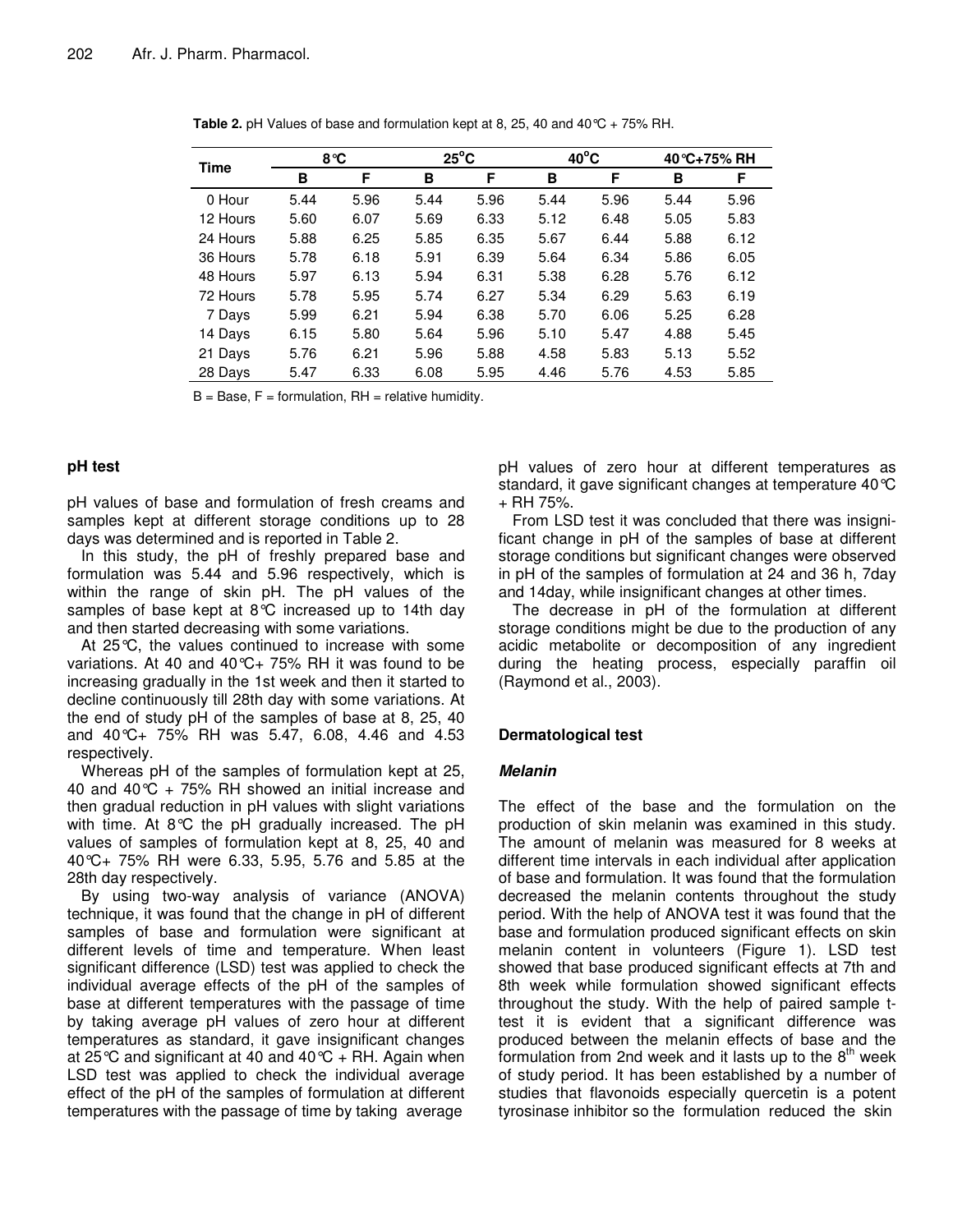**Table 2.** pH Values of base and formulation kept at 8, 25, 40 and 40°C + 75% RH.

| Time | 8°C | | 25°C | | 40°C | | 40°C+75% RH | |
|---|---|---|---|---|---|---|---|---|
| | B | F | B | F | B | F | B | F |
| 0 Hour | 5.44 | 5.96 | 5.44 | 5.96 | 5.44 | 5.96 | 5.44 | 5.96 |
| 12 Hours | 5.60 | 6.07 | 5.69 | 6.33 | 5.12 | 6.48 | 5.05 | 5.83 |
| 24 Hours | 5.88 | 6.25 | 5.85 | 6.35 | 5.67 | 6.44 | 5.88 | 6.12 |
| 36 Hours | 5.78 | 6.18 | 5.91 | 6.39 | 5.64 | 6.34 | 5.86 | 6.05 |
| 48 Hours | 5.97 | 6.13 | 5.94 | 6.31 | 5.38 | 6.28 | 5.76 | 6.12 |
| 72 Hours | 5.78 | 5.95 | 5.74 | 6.27 | 5.34 | 6.29 | 5.63 | 6.19 |
| 7 Days | 5.99 | 6.21 | 5.94 | 6.38 | 5.70 | 6.06 | 5.25 | 6.28 |
| 14 Days | 6.15 | 5.80 | 5.64 | 5.96 | 5.10 | 5.47 | 4.88 | 5.45 |
| 21 Days | 5.76 | 6.21 | 5.96 | 5.88 | 4.58 | 5.83 | 5.13 | 5.52 |
| 28 Days | 5.47 | 6.33 | 6.08 | 5.95 | 4.46 | 5.76 | 4.53 | 5.85 |

B = Base, F = formulation, RH = relative humidity.

### pH test

pH values of base and formulation of fresh creams and samples kept at different storage conditions up to 28 days was determined and is reported in Table 2.

In this study, the pH of freshly prepared base and formulation was 5.44 and 5.96 respectively, which is within the range of skin pH. The pH values of the samples of base kept at 8°C increased up to 14th day and then started decreasing with some variations.

At 25°C, the values continued to increase with some variations. At 40 and 40°C+ 75% RH it was found to be increasing gradually in the 1st week and then it started to decline continuously till 28th day with some variations. At the end of study pH of the samples of base at 8, 25, 40 and 40°C+ 75% RH was 5.47, 6.08, 4.46 and 4.53 respectively.

Whereas pH of the samples of formulation kept at 25, 40 and 40°C + 75% RH showed an initial increase and then gradual reduction in pH values with slight variations with time. At 8°C the pH gradually increased. The pH values of samples of formulation kept at 8, 25, 40 and 40°C+ 75% RH were 6.33, 5.95, 5.76 and 5.85 at the 28th day respectively.

By using two-way analysis of variance (ANOVA) technique, it was found that the change in pH of different samples of base and formulation were significant at different levels of time and temperature. When least significant difference (LSD) test was applied to check the individual average effects of the pH of the samples of base at different temperatures with the passage of time by taking average pH values of zero hour at different temperatures as standard, it gave insignificant changes at 25°C and significant at 40 and 40°C + RH. Again when LSD test was applied to check the individual average effect of the pH of the samples of formulation at different temperatures with the passage of time by taking average pH values of zero hour at different temperatures as standard, it gave significant changes at temperature 40°C + RH 75%.

From LSD test it was concluded that there was insignificant change in pH of the samples of base at different storage conditions but significant changes were observed in pH of the samples of formulation at 24 and 36 h, 7day and 14day, while insignificant changes at other times.

The decrease in pH of the formulation at different storage conditions might be due to the production of any acidic metabolite or decomposition of any ingredient during the heating process, especially paraffin oil (Raymond et al., 2003).

### Dermatological test

#### *Melanin*

The effect of the base and the formulation on the production of skin melanin was examined in this study. The amount of melanin was measured for 8 weeks at different time intervals in each individual after application of base and formulation. It was found that the formulation decreased the melanin contents throughout the study period. With the help of ANOVA test it was found that the base and formulation produced significant effects on skin melanin content in volunteers (Figure 1). LSD test showed that base produced significant effects at 7th and 8th week while formulation showed significant effects throughout the study. With the help of paired sample t-test it is evident that a significant difference was produced between the melanin effects of base and the formulation from 2nd week and it lasts up to the 8th week of study period. It has been established by a number of studies that flavonoids especially quercetin is a potent tyrosinase inhibitor so the formulation reduced the skin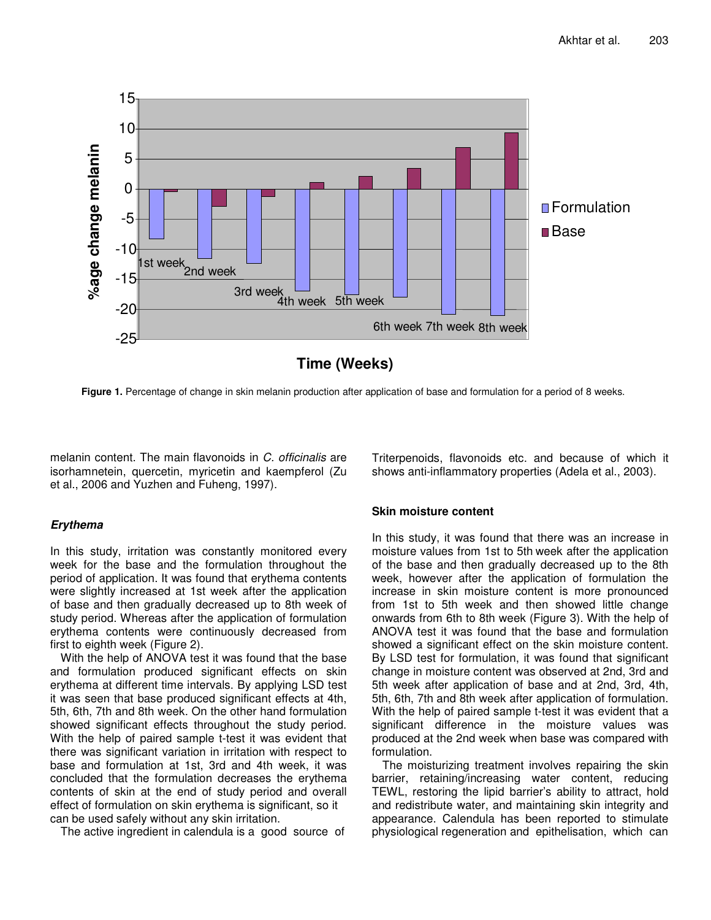Figure 1. Percentage of change in skin melanin production after application of base and formulation for a period of 8 weeks.

melanin content. The main flavonoids in *C. officinalis* are isorhamnetein, quercetin, myricetin and kaempferol (Zu et al., 2006 and Yuzhen and Fuheng, 1997).

### *Erythema*

In this study, irritation was constantly monitored every week for the base and the formulation throughout the period of application. It was found that erythema contents were slightly increased at 1st week after the application of base and then gradually decreased up to 8th week of study period. Whereas after the application of formulation erythema contents were continuously decreased from first to eighth week (Figure 2).

With the help of ANOVA test it was found that the base and formulation produced significant effects on skin erythema at different time intervals. By applying LSD test it was seen that base produced significant effects at 4th, 5th, 6th, 7th and 8th week. On the other hand formulation showed significant effects throughout the study period. With the help of paired sample t-test it was evident that there was significant variation in irritation with respect to base and formulation at 1st, 3rd and 4th week, it was concluded that the formulation decreases the erythema contents of skin at the end of study period and overall effect of formulation on skin erythema is significant, so it can be used safely without any skin irritation.

The active ingredient in calendula is a good source of Triterpenoids, flavonoids etc. and because of which it shows anti-inflammatory properties (Adela et al., 2003).

### Skin moisture content

In this study, it was found that there was an increase in moisture values from 1st to 5th week after the application of the base and then gradually decreased up to the 8th week, however after the application of formulation the increase in skin moisture content is more pronounced from 1st to 5th week and then showed little change onwards from 6th to 8th week (Figure 3). With the help of ANOVA test it was found that the base and formulation showed a significant effect on the skin moisture content. By LSD test for formulation, it was found that significant change in moisture content was observed at 2nd, 3rd and 5th week after application of base and at 2nd, 3rd, 4th, 5th, 6th, 7th and 8th week after application of formulation. With the help of paired sample t-test it was evident that a significant difference in the moisture values was produced at the 2nd week when base was compared with formulation.

The moisturizing treatment involves repairing the skin barrier, retaining/increasing water content, reducing TEWL, restoring the lipid barrier's ability to attract, hold and redistribute water, and maintaining skin integrity and appearance. Calendula has been reported to stimulate physiological regeneration and epithelisation, which can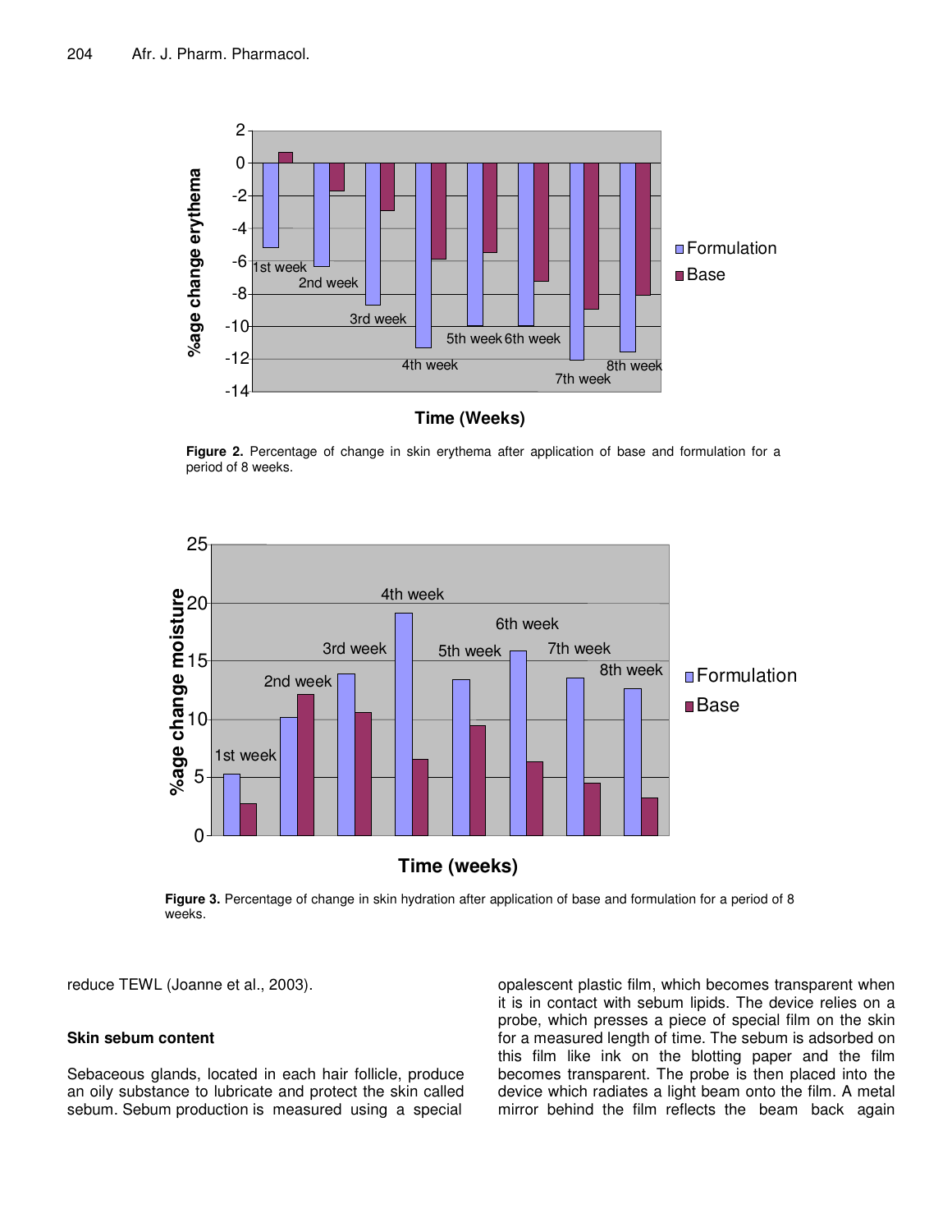**Figure 2.** Percentage of change in skin erythema after application of base and formulation for a period of 8 weeks.

**Figure 3.** Percentage of change in skin hydration after application of base and formulation for a period of 8 weeks.

reduce TEWL (Joanne et al., 2003).

### Skin sebum content

Sebaceous glands, located in each hair follicle, produce an oily substance to lubricate and protect the skin called sebum. Sebum production is measured using a special opalescent plastic film, which becomes transparent when it is in contact with sebum lipids. The device relies on a probe, which presses a piece of special film on the skin for a measured length of time. The sebum is adsorbed on this film like ink on the blotting paper and the film becomes transparent. The probe is then placed into the device which radiates a light beam onto the film. A metal mirror behind the film reflects the beam back again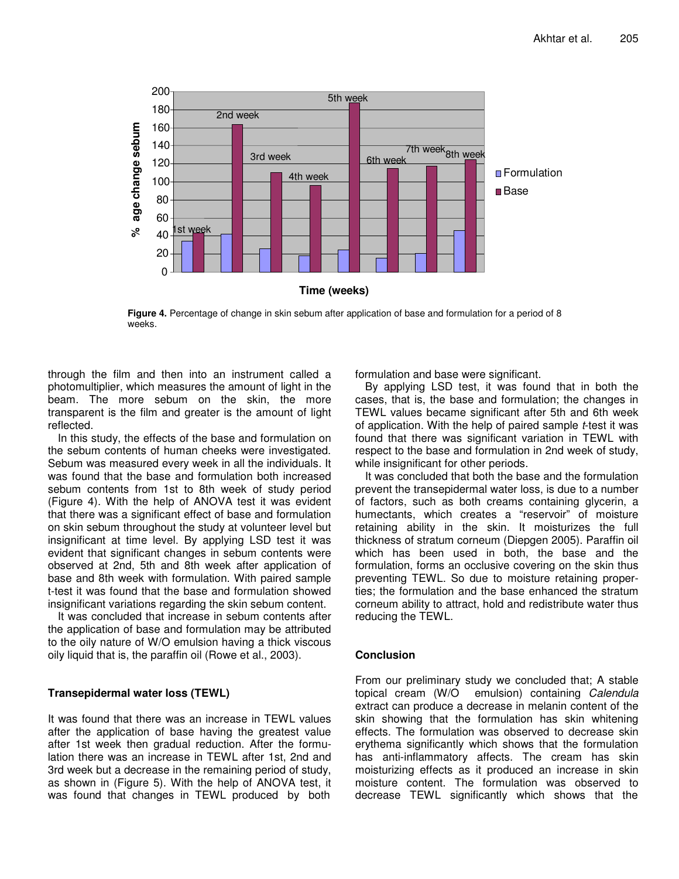**Figure 4.** Percentage of change in skin sebum after application of base and formulation for a period of 8 weeks.

through the film and then into an instrument called a photomultiplier, which measures the amount of light in the beam. The more sebum on the skin, the more transparent is the film and greater is the amount of light reflected.

In this study, the effects of the base and formulation on the sebum contents of human cheeks were investigated. Sebum was measured every week in all the individuals. It was found that the base and formulation both increased sebum contents from 1st to 8th week of study period (Figure 4). With the help of ANOVA test it was evident that there was a significant effect of base and formulation on skin sebum throughout the study at volunteer level but insignificant at time level. By applying LSD test it was evident that significant changes in sebum contents were observed at 2nd, 5th and 8th week after application of base and 8th week with formulation. With paired sample t-test it was found that the base and formulation showed insignificant variations regarding the skin sebum content.

It was concluded that increase in sebum contents after the application of base and formulation may be attributed to the oily nature of W/O emulsion having a thick viscous oily liquid that is, the paraffin oil (Rowe et al., 2003).

### Transepidermal water loss (TEWL)

It was found that there was an increase in TEWL values after the application of base having the greatest value after 1st week then gradual reduction. After the formulation there was an increase in TEWL after 1st, 2nd and 3rd week but a decrease in the remaining period of study, as shown in (Figure 5). With the help of ANOVA test, it was found that changes in TEWL produced by both formulation and base were significant.

By applying LSD test, it was found that in both the cases, that is, the base and formulation; the changes in TEWL values became significant after 5th and 6th week of application. With the help of paired sample *t*-test it was found that there was significant variation in TEWL with respect to the base and formulation in 2nd week of study, while insignificant for other periods.

It was concluded that both the base and the formulation prevent the transepidermal water loss, is due to a number of factors, such as both creams containing glycerin, a humectants, which creates a "reservoir" of moisture retaining ability in the skin. It moisturizes the full thickness of stratum corneum (Diepgen 2005). Paraffin oil which has been used in both, the base and the formulation, forms an occlusive covering on the skin thus preventing TEWL. So due to moisture retaining properties; the formulation and the base enhanced the stratum corneum ability to attract, hold and redistribute water thus reducing the TEWL.

## Conclusion

From our preliminary study we concluded that; A stable topical cream (W/O emulsion) containing *Calendula* extract can produce a decrease in melanin content of the skin showing that the formulation has skin whitening effects. The formulation was observed to decrease skin erythema significantly which shows that the formulation has anti-inflammatory affects. The cream has skin moisturizing effects as it produced an increase in skin moisture content. The formulation was observed to decrease TEWL significantly which shows that the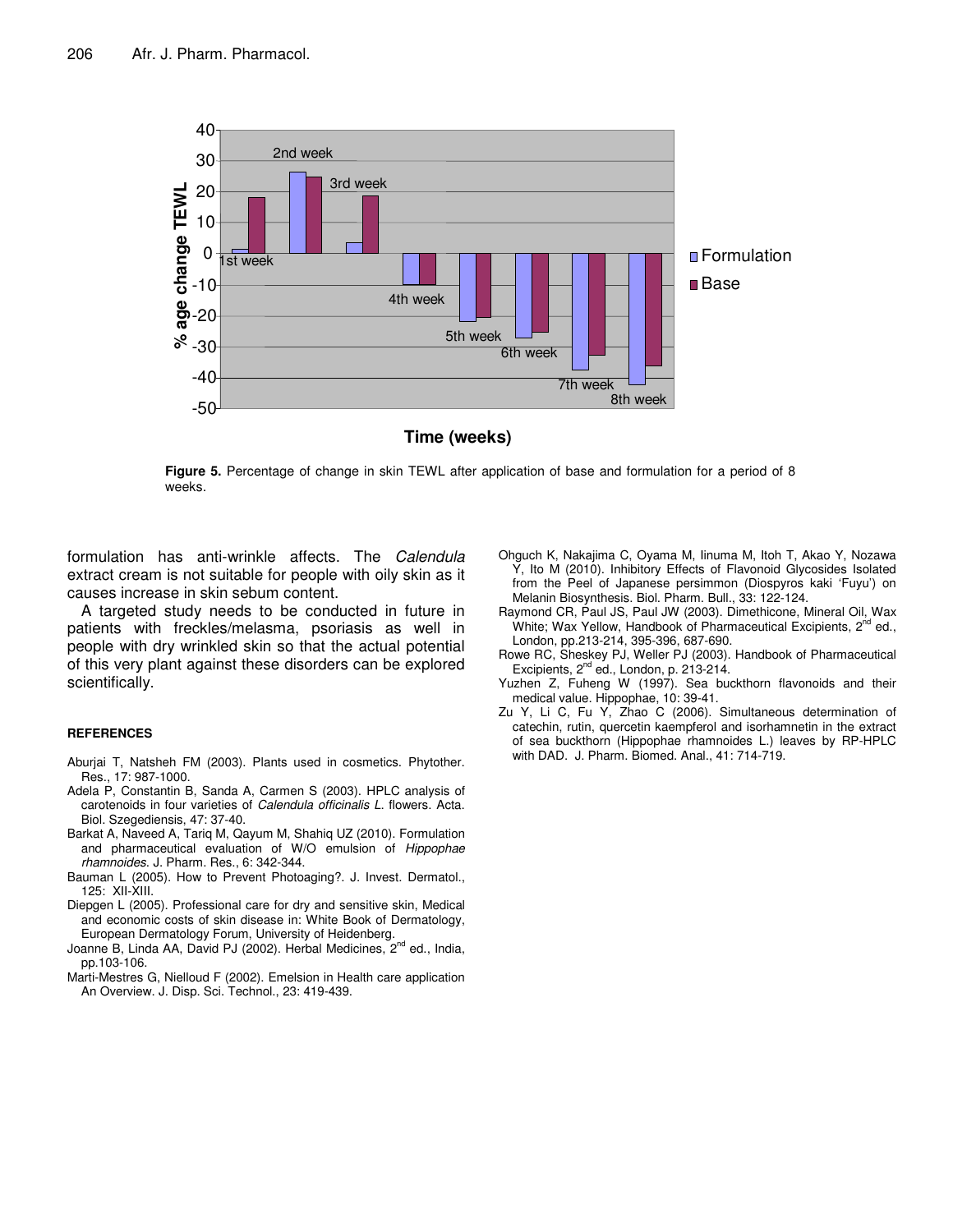40
30
20
10
0
-10
-20
-30
-40
-50

% age change TEWL

2nd week
3rd week
1st week
4th week
5th week
6th week
7th week
8th week

Formulation
Base

Time (weeks)

**Figure 5.** Percentage of change in skin TEWL after application of base and formulation for a period of 8 weeks.

formulation has anti-wrinkle affects. The *Calendula* extract cream is not suitable for people with oily skin as it causes increase in skin sebum content.

A targeted study needs to be conducted in future in patients with freckles/melasma, psoriasis as well in people with dry wrinkled skin so that the actual potential of this very plant against these disorders can be explored scientifically.

#### REFERENCES

Aburjai T, Natsheh FM (2003). Plants used in cosmetics. Phytother. Res., 17: 987-1000.

Adela P, Constantin B, Sanda A, Carmen S (2003). HPLC analysis of carotenoids in four varieties of *Calendula officinalis L.* flowers. Acta. Biol. Szegediensis, 47: 37-40.

Barkat A, Naveed A, Tariq M, Qayum M, Shahiq UZ (2010). Formulation and pharmaceutical evaluation of W/O emulsion of *Hippophae rhamnoides*. J. Pharm. Res., 6: 342-344.

Bauman L (2005). How to Prevent Photoaging?. J. Invest. Dermatol., 125: XII-XIII.

Diepgen L (2005). Professional care for dry and sensitive skin, Medical and economic costs of skin disease in: White Book of Dermatology, European Dermatology Forum, University of Heidenberg.

Joanne B, Linda AA, David PJ (2002). Herbal Medicines, 2nd ed., India, pp.103-106.

Marti-Mestres G, Nielloud F (2002). Emelsion in Health care application An Overview. J. Disp. Sci. Technol., 23: 419-439.

Ohguch K, Nakajima C, Oyama M, Iinuma M, Itoh T, Akao Y, Nozawa Y, Ito M (2010). Inhibitory Effects of Flavonoid Glycosides Isolated from the Peel of Japanese persimmon (Diospyros kaki 'Fuyu') on Melanin Biosynthesis. Biol. Pharm. Bull., 33: 122-124.

Raymond CR, Paul JS, Paul JW (2003). Dimethicone, Mineral Oil, Wax White; Wax Yellow, Handbook of Pharmaceutical Excipients, 2nd ed., London, pp.213-214, 395-396, 687-690.

Rowe RC, Sheskey PJ, Weller PJ (2003). Handbook of Pharmaceutical Excipients, 2nd ed., London, p. 213-214.

Yuzhen Z, Fuheng W (1997). Sea buckthorn flavonoids and their medical value. Hippophae, 10: 39-41.

Zu Y, Li C, Fu Y, Zhao C (2006). Simultaneous determination of catechin, rutin, quercetin kaempferol and isorhamnetin in the extract of sea buckthorn (Hippophae rhamnoides L.) leaves by RP-HPLC with DAD. J. Pharm. Biomed. Anal., 41: 714-719.